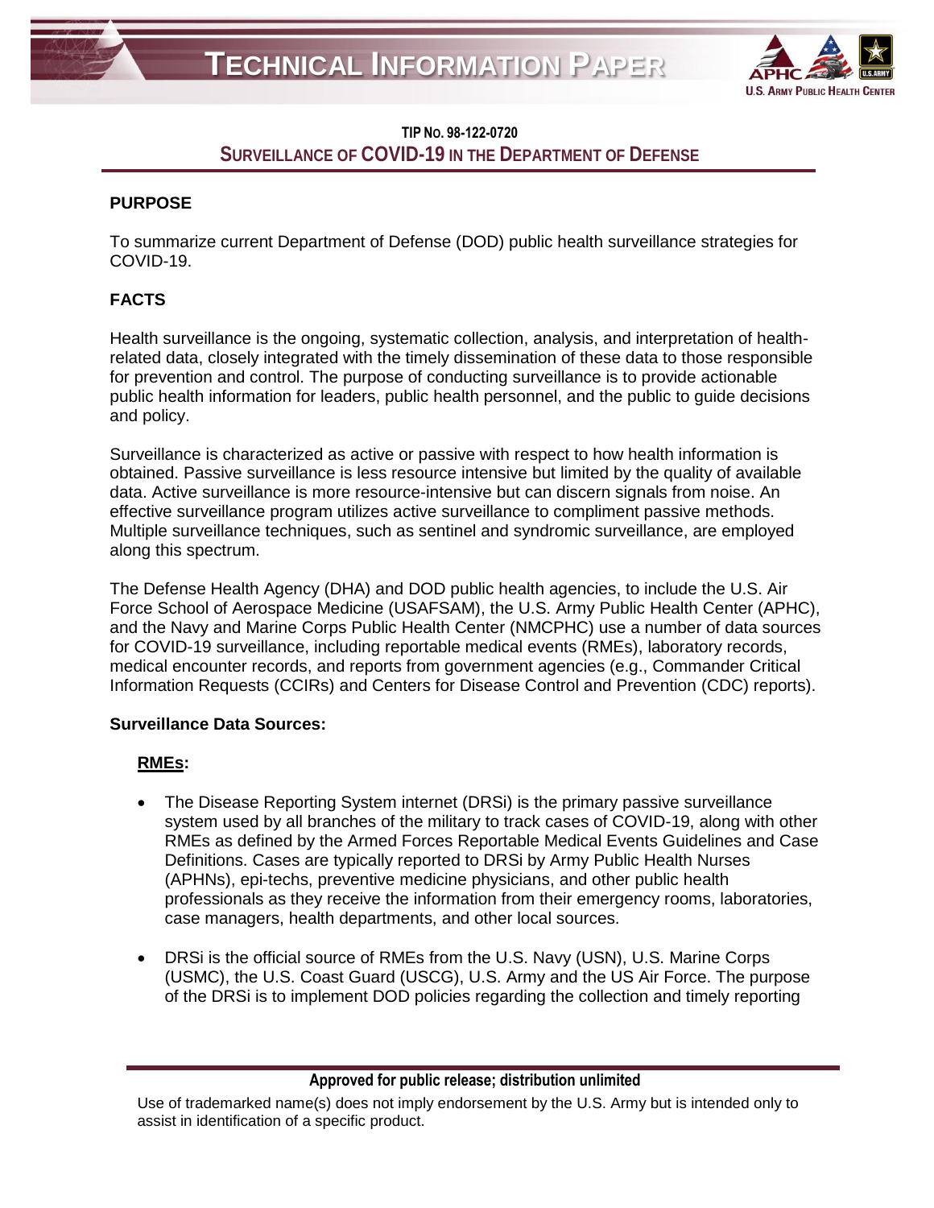# TECHNICAL INFORMATION PAPER

**TIP No. 98-122-0720**

## SURVEILLANCE OF COVID-19 IN THE DEPARTMENT OF DEFENSE

### PURPOSE

To summarize current Department of Defense (DOD) public health surveillance strategies for COVID-19.

### FACTS

Health surveillance is the ongoing, systematic collection, analysis, and interpretation of health-related data, closely integrated with the timely dissemination of these data to those responsible for prevention and control. The purpose of conducting surveillance is to provide actionable public health information for leaders, public health personnel, and the public to guide decisions and policy.

Surveillance is characterized as active or passive with respect to how health information is obtained. Passive surveillance is less resource intensive but limited by the quality of available data. Active surveillance is more resource-intensive but can discern signals from noise. An effective surveillance program utilizes active surveillance to compliment passive methods. Multiple surveillance techniques, such as sentinel and syndromic surveillance, are employed along this spectrum.

The Defense Health Agency (DHA) and DOD public health agencies, to include the U.S. Air Force School of Aerospace Medicine (USAFSAM), the U.S. Army Public Health Center (APHC), and the Navy and Marine Corps Public Health Center (NMCPHC) use a number of data sources for COVID-19 surveillance, including reportable medical events (RMEs), laboratory records, medical encounter records, and reports from government agencies (e.g., Commander Critical Information Requests (CCIRs) and Centers for Disease Control and Prevention (CDC) reports).

**Surveillance Data Sources:**

**RMEs:**

- The Disease Reporting System internet (DRSi) is the primary passive surveillance system used by all branches of the military to track cases of COVID-19, along with other RMEs as defined by the Armed Forces Reportable Medical Events Guidelines and Case Definitions. Cases are typically reported to DRSi by Army Public Health Nurses (APHNs), epi-techs, preventive medicine physicians, and other public health professionals as they receive the information from their emergency rooms, laboratories, case managers, health departments, and other local sources.
- DRSi is the official source of RMEs from the U.S. Navy (USN), U.S. Marine Corps (USMC), the U.S. Coast Guard (USCG), U.S. Army and the US Air Force. The purpose of the DRSi is to implement DOD policies regarding the collection and timely reporting

**Approved for public release; distribution unlimited**

Use of trademarked name(s) does not imply endorsement by the U.S. Army but is intended only to assist in identification of a specific product.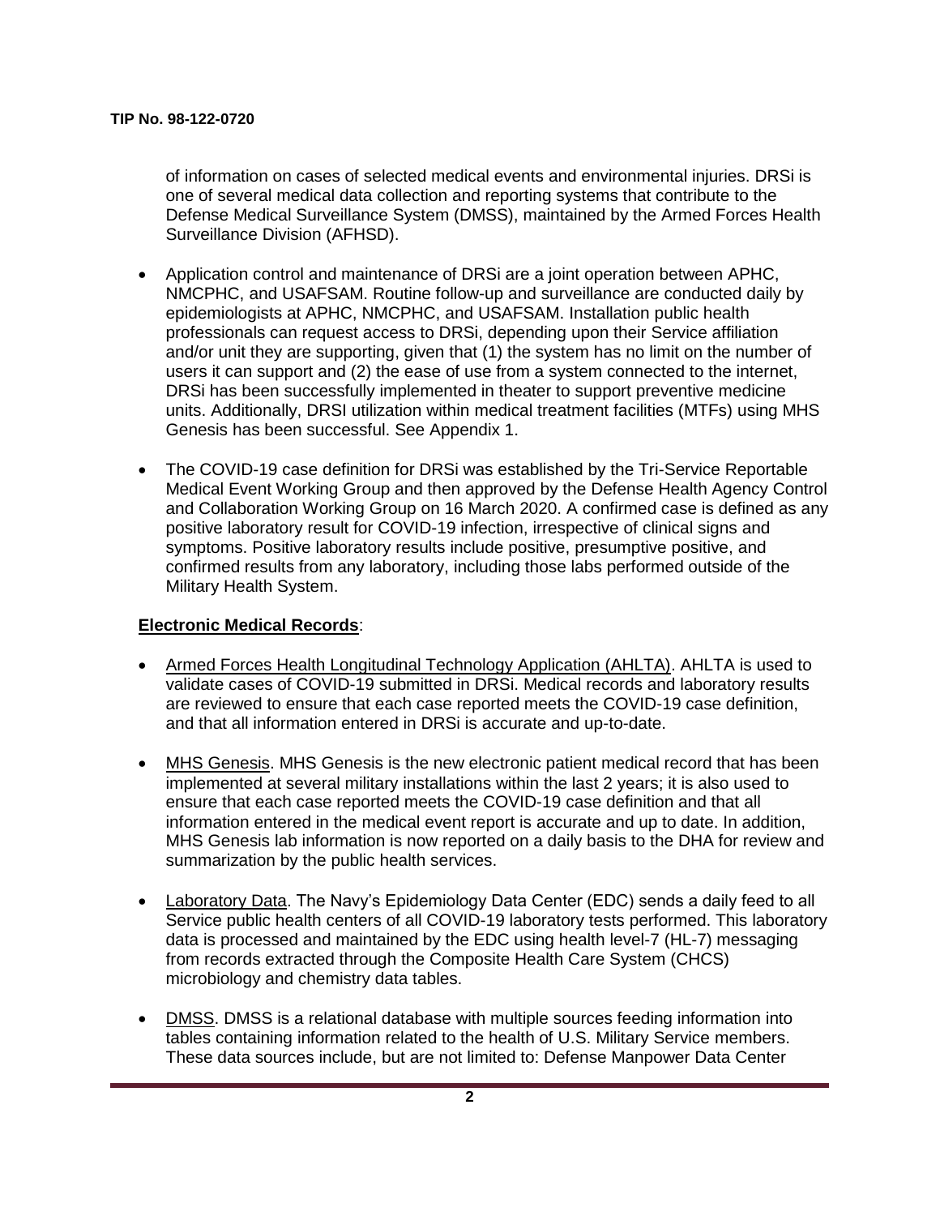of information on cases of selected medical events and environmental injuries. DRSi is one of several medical data collection and reporting systems that contribute to the Defense Medical Surveillance System (DMSS), maintained by the Armed Forces Health Surveillance Division (AFHSD).

- Application control and maintenance of DRSi are a joint operation between APHC, NMCPHC, and USAFSAM. Routine follow-up and surveillance are conducted daily by epidemiologists at APHC, NMCPHC, and USAFSAM. Installation public health professionals can request access to DRSi, depending upon their Service affiliation and/or unit they are supporting, given that (1) the system has no limit on the number of users it can support and (2) the ease of use from a system connected to the internet, DRSi has been successfully implemented in theater to support preventive medicine units. Additionally, DRSI utilization within medical treatment facilities (MTFs) using MHS Genesis has been successful. See Appendix 1.

- The COVID-19 case definition for DRSi was established by the Tri-Service Reportable Medical Event Working Group and then approved by the Defense Health Agency Control and Collaboration Working Group on 16 March 2020. A confirmed case is defined as any positive laboratory result for COVID-19 infection, irrespective of clinical signs and symptoms. Positive laboratory results include positive, presumptive positive, and confirmed results from any laboratory, including those labs performed outside of the Military Health System.

**Electronic Medical Records**:

- Armed Forces Health Longitudinal Technology Application (AHLTA). AHLTA is used to validate cases of COVID-19 submitted in DRSi. Medical records and laboratory results are reviewed to ensure that each case reported meets the COVID-19 case definition, and that all information entered in DRSi is accurate and up-to-date.

- MHS Genesis. MHS Genesis is the new electronic patient medical record that has been implemented at several military installations within the last 2 years; it is also used to ensure that each case reported meets the COVID-19 case definition and that all information entered in the medical event report is accurate and up to date. In addition, MHS Genesis lab information is now reported on a daily basis to the DHA for review and summarization by the public health services.

- Laboratory Data. The Navy's Epidemiology Data Center (EDC) sends a daily feed to all Service public health centers of all COVID-19 laboratory tests performed. This laboratory data is processed and maintained by the EDC using health level-7 (HL-7) messaging from records extracted through the Composite Health Care System (CHCS) microbiology and chemistry data tables.

- DMSS. DMSS is a relational database with multiple sources feeding information into tables containing information related to the health of U.S. Military Service members. These data sources include, but are not limited to: Defense Manpower Data Center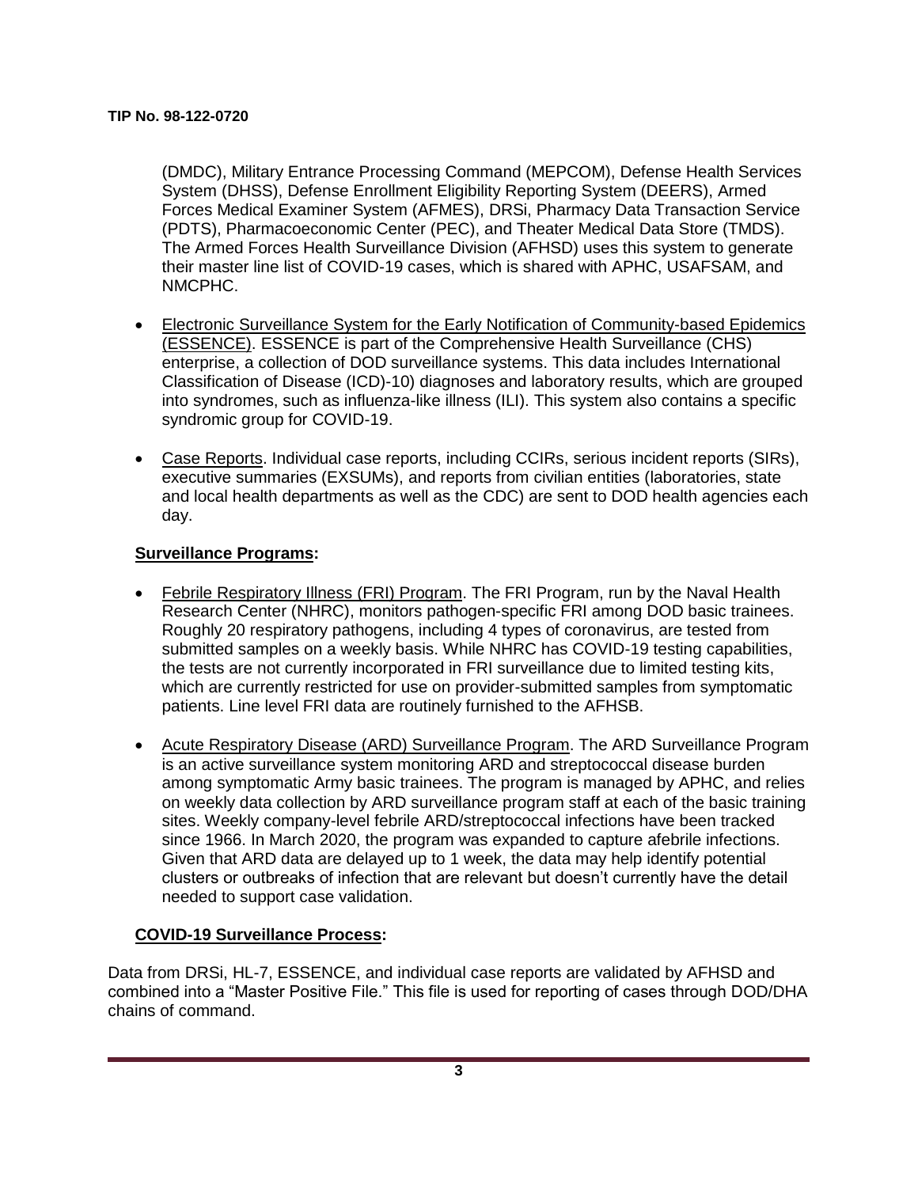(DMDC), Military Entrance Processing Command (MEPCOM), Defense Health Services System (DHSS), Defense Enrollment Eligibility Reporting System (DEERS), Armed Forces Medical Examiner System (AFMES), DRSi, Pharmacy Data Transaction Service (PDTS), Pharmacoeconomic Center (PEC), and Theater Medical Data Store (TMDS). The Armed Forces Health Surveillance Division (AFHSD) uses this system to generate their master line list of COVID-19 cases, which is shared with APHC, USAFSAM, and NMCPHC.

- Electronic Surveillance System for the Early Notification of Community-based Epidemics (ESSENCE). ESSENCE is part of the Comprehensive Health Surveillance (CHS) enterprise, a collection of DOD surveillance systems. This data includes International Classification of Disease (ICD)-10) diagnoses and laboratory results, which are grouped into syndromes, such as influenza-like illness (ILI). This system also contains a specific syndromic group for COVID-19.

- Case Reports. Individual case reports, including CCIRs, serious incident reports (SIRs), executive summaries (EXSUMs), and reports from civilian entities (laboratories, state and local health departments as well as the CDC) are sent to DOD health agencies each day.

**Surveillance Programs:**

- Febrile Respiratory Illness (FRI) Program. The FRI Program, run by the Naval Health Research Center (NHRC), monitors pathogen-specific FRI among DOD basic trainees. Roughly 20 respiratory pathogens, including 4 types of coronavirus, are tested from submitted samples on a weekly basis. While NHRC has COVID-19 testing capabilities, the tests are not currently incorporated in FRI surveillance due to limited testing kits, which are currently restricted for use on provider-submitted samples from symptomatic patients. Line level FRI data are routinely furnished to the AFHSB.

- Acute Respiratory Disease (ARD) Surveillance Program. The ARD Surveillance Program is an active surveillance system monitoring ARD and streptococcal disease burden among symptomatic Army basic trainees. The program is managed by APHC, and relies on weekly data collection by ARD surveillance program staff at each of the basic training sites. Weekly company-level febrile ARD/streptococcal infections have been tracked since 1966. In March 2020, the program was expanded to capture afebrile infections. Given that ARD data are delayed up to 1 week, the data may help identify potential clusters or outbreaks of infection that are relevant but doesn't currently have the detail needed to support case validation.

**COVID-19 Surveillance Process:**

Data from DRSi, HL-7, ESSENCE, and individual case reports are validated by AFHSD and combined into a "Master Positive File." This file is used for reporting of cases through DOD/DHA chains of command.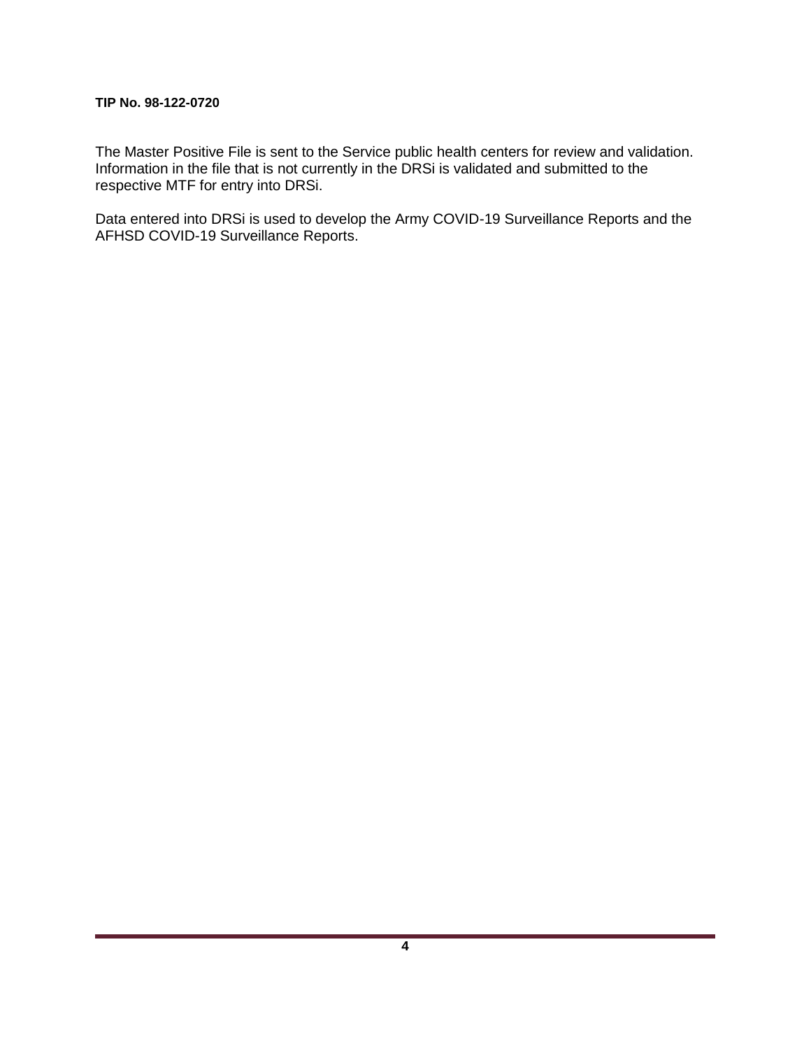The Master Positive File is sent to the Service public health centers for review and validation. Information in the file that is not currently in the DRSi is validated and submitted to the respective MTF for entry into DRSi.

Data entered into DRSi is used to develop the Army COVID-19 Surveillance Reports and the AFHSD COVID-19 Surveillance Reports.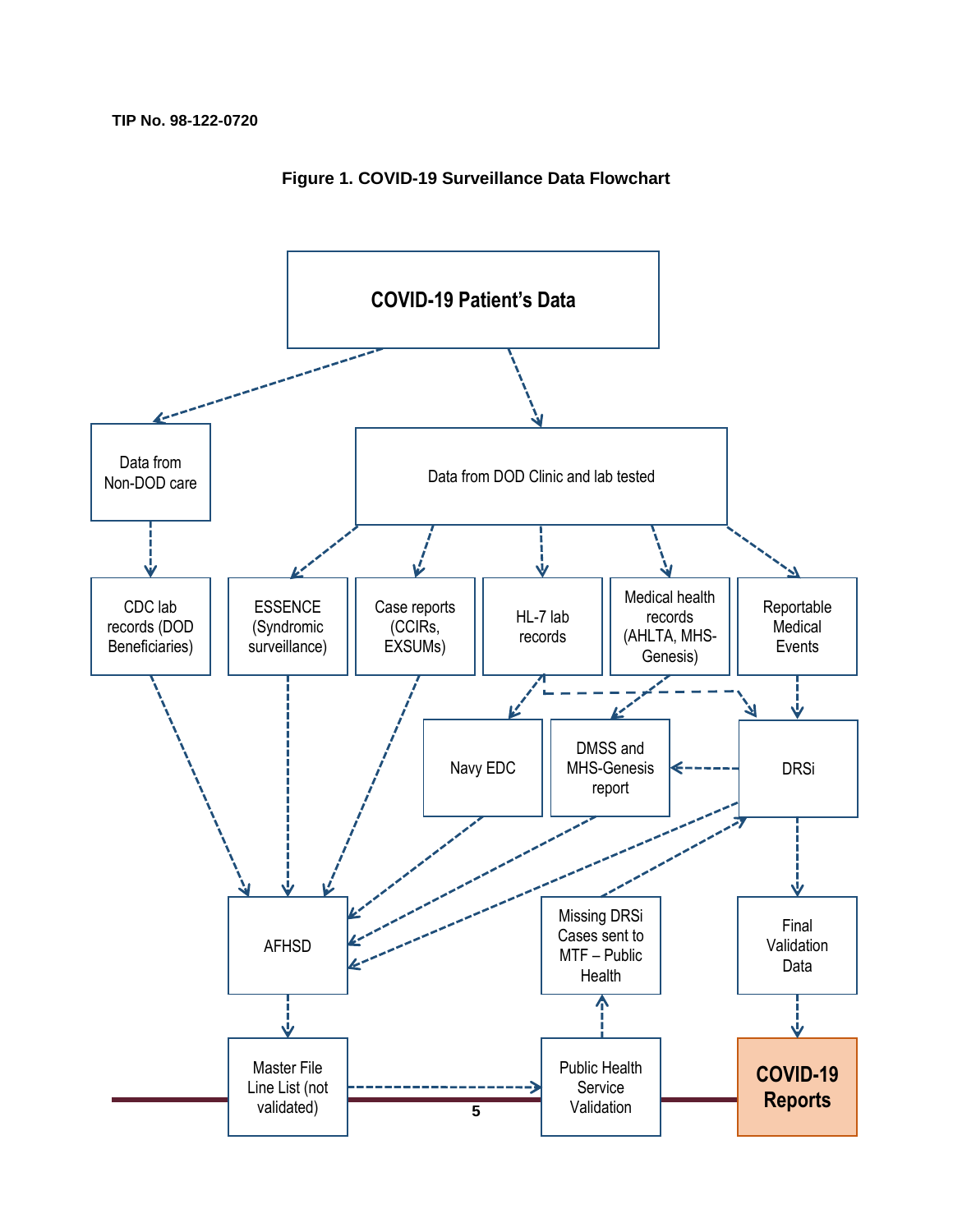TIP No. 98-122-0720

**Figure 1. COVID-19 Surveillance Data Flowchart**

**COVID-19 Patient's Data**

Data from Non-DOD care

Data from DOD Clinic and lab tested

CDC lab records (DOD Beneficiaries)

ESSENCE (Syndromic surveillance)

Case reports (CCIRs, EXSUMs)

HL-7 lab records

Medical health records (AHLTA, MHS-Genesis)

Reportable Medical Events

Navy EDC

DMSS and MHS-Genesis report

DRSi

AFHSD

Missing DRSi Cases sent to MTF – Public Health

Final Validation Data

Master File Line List (not validated)

Public Health Service Validation

**COVID-19 Reports**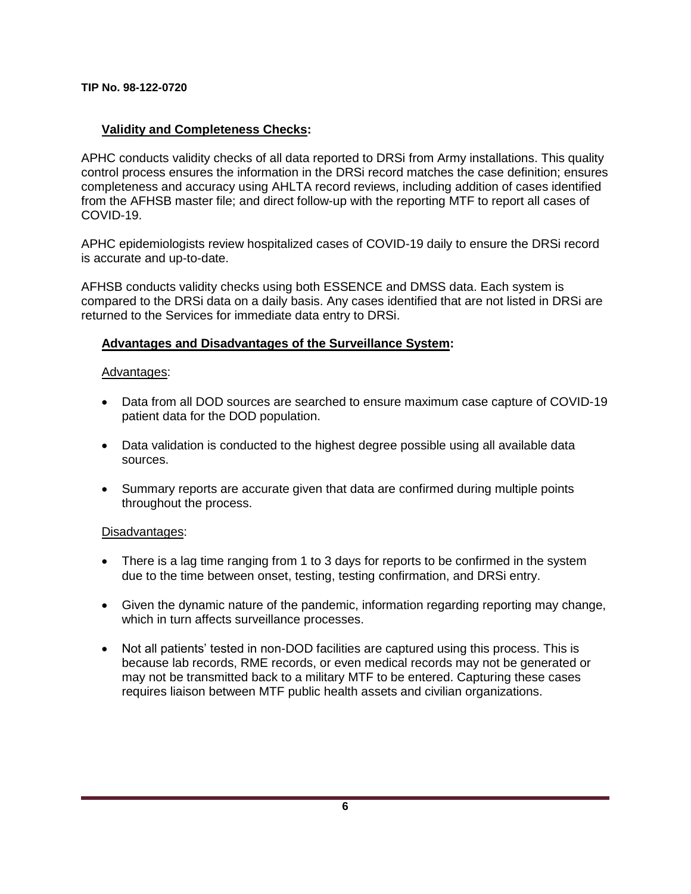## Validity and Completeness Checks:

APHC conducts validity checks of all data reported to DRSi from Army installations. This quality control process ensures the information in the DRSi record matches the case definition; ensures completeness and accuracy using AHLTA record reviews, including addition of cases identified from the AFHSB master file; and direct follow-up with the reporting MTF to report all cases of COVID-19.

APHC epidemiologists review hospitalized cases of COVID-19 daily to ensure the DRSi record is accurate and up-to-date.

AFHSB conducts validity checks using both ESSENCE and DMSS data. Each system is compared to the DRSi data on a daily basis. Any cases identified that are not listed in DRSi are returned to the Services for immediate data entry to DRSi.

## Advantages and Disadvantages of the Surveillance System:

### Advantages:

- Data from all DOD sources are searched to ensure maximum case capture of COVID-19 patient data for the DOD population.
- Data validation is conducted to the highest degree possible using all available data sources.
- Summary reports are accurate given that data are confirmed during multiple points throughout the process.

### Disadvantages:

- There is a lag time ranging from 1 to 3 days for reports to be confirmed in the system due to the time between onset, testing, testing confirmation, and DRSi entry.
- Given the dynamic nature of the pandemic, information regarding reporting may change, which in turn affects surveillance processes.
- Not all patients' tested in non-DOD facilities are captured using this process. This is because lab records, RME records, or even medical records may not be generated or may not be transmitted back to a military MTF to be entered. Capturing these cases requires liaison between MTF public health assets and civilian organizations.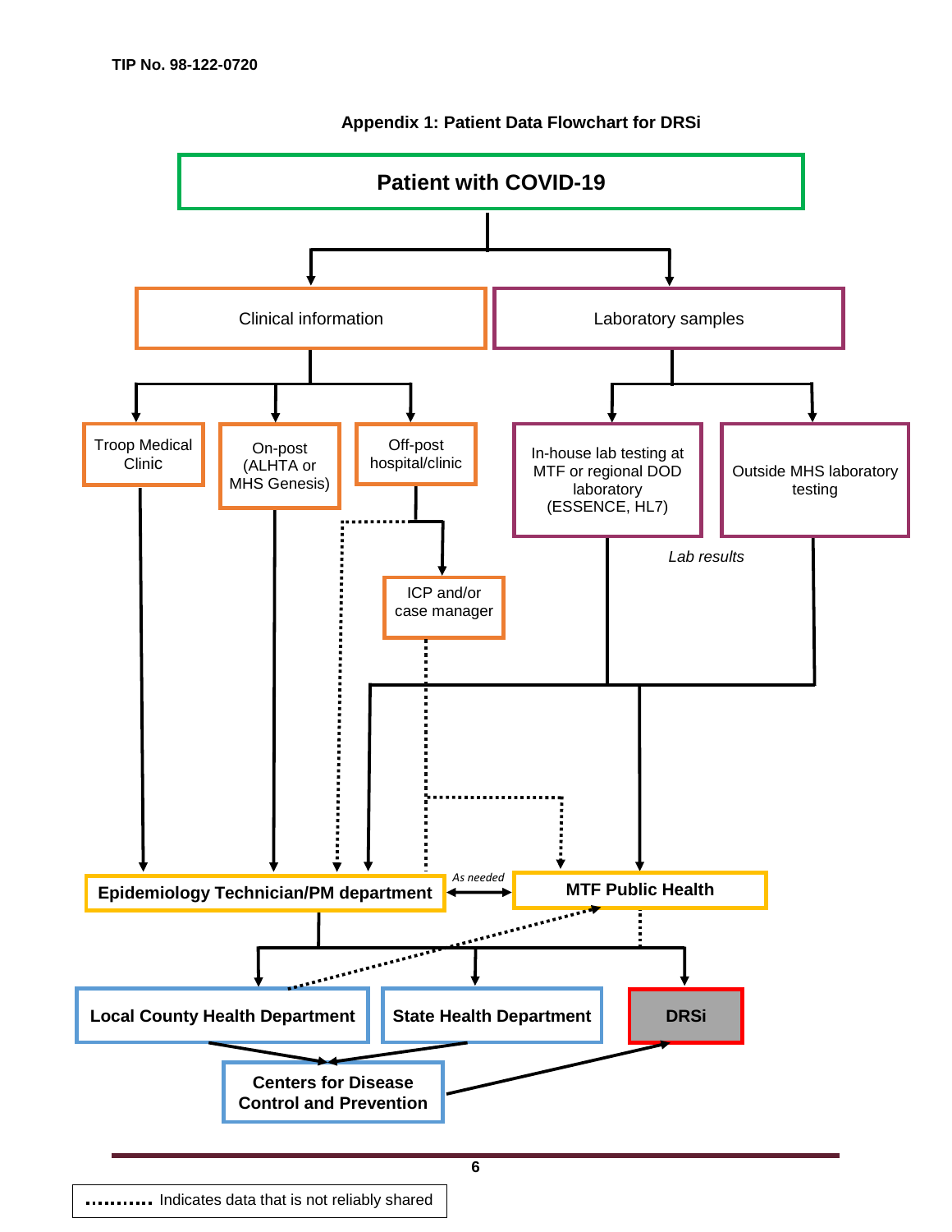## Appendix 1: Patient Data Flowchart for DRSi

Patient with COVID-19

Clinical information

Laboratory samples

Troop Medical Clinic

On-post (ALHTA or MHS Genesis)

Off-post hospital/clinic

In-house lab testing at MTF or regional DOD laboratory (ESSENCE, HL7)

Outside MHS laboratory testing

*Lab results*

ICP and/or case manager

Epidemiology Technician/PM department

*As needed*

MTF Public Health

Local County Health Department

State Health Department

DRSi

Centers for Disease Control and Prevention

⋯⋯⋯ Indicates data that is not reliably shared